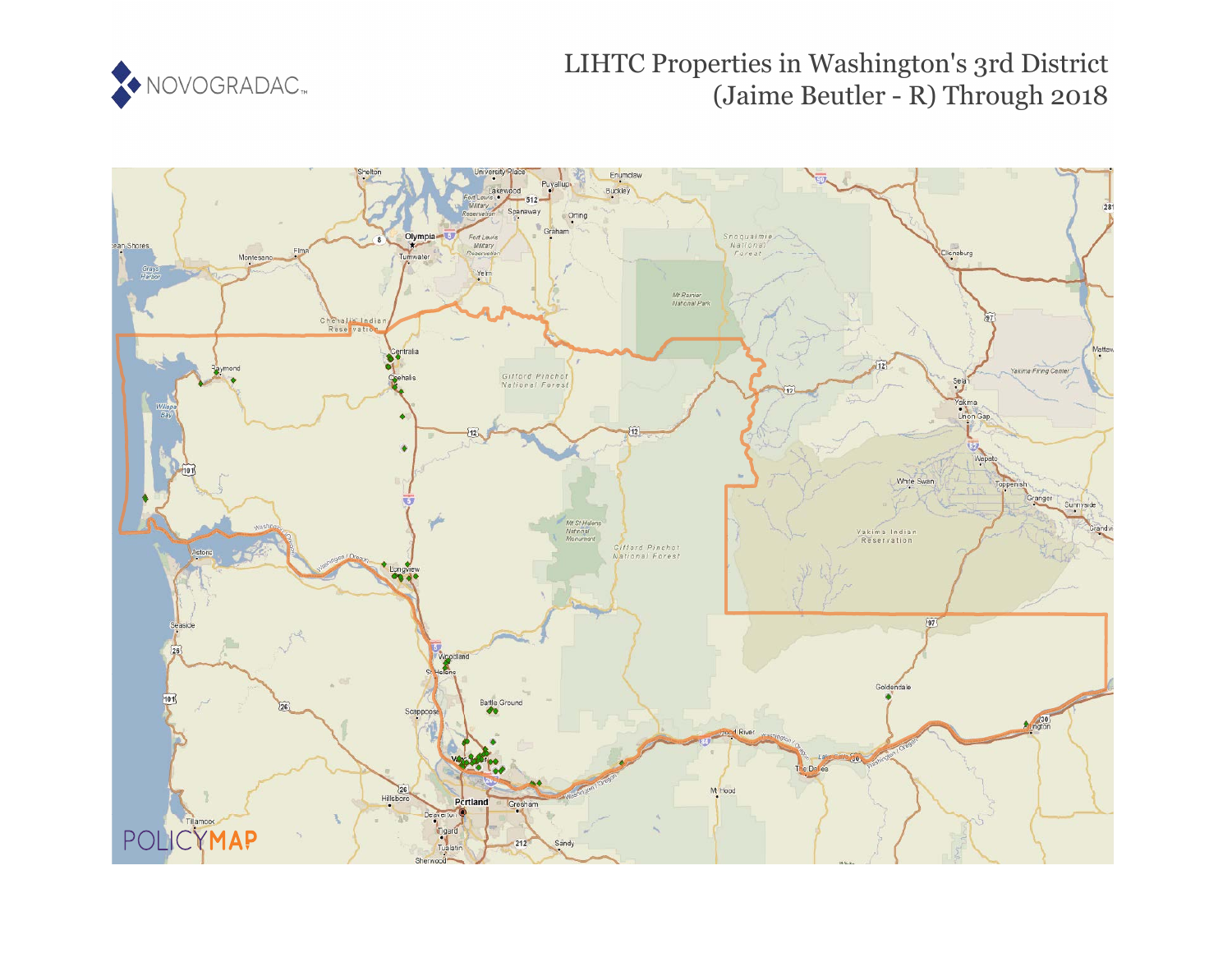NOVOGRADAC

# LIHTC Properties in Washington's 3rd District (Jaime Beutler - R) Through 2018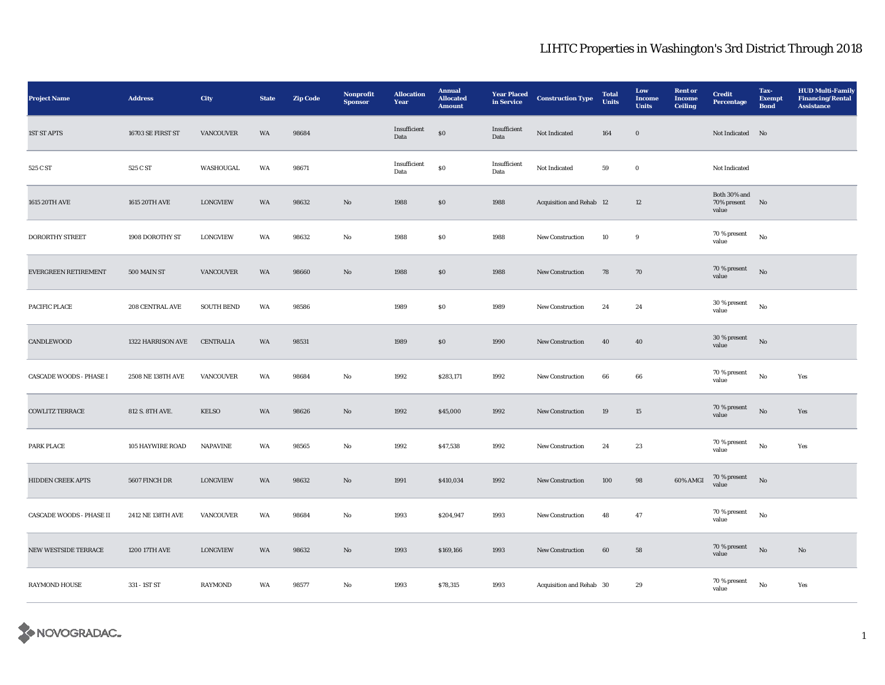# LIHTC Properties in Washington's 3rd District Through 2018

| Project Name | Address | City | State | Zip Code | Nonprofit Sponsor | Allocation Year | Annual Allocated Amount | Year Placed in Service | Construction Type | Total Units | Low Income Units | Rent or Income Ceiling | Credit Percentage | Tax-Exempt Bond | HUD Multi-Family Financing/Rental Assistance |
|---|---|---|---|---|---|---|---|---|---|---|---|---|---|---|---|
| 1ST ST APTS | 16703 SE FIRST ST | VANCOUVER | WA | 98684 | | Insufficient Data | $0 | Insufficient Data | Not Indicated | 164 | 0 | | Not Indicated | No | |
| 525 C ST | 525 C ST | WASHOUGAL | WA | 98671 | | Insufficient Data | $0 | Insufficient Data | Not Indicated | 59 | 0 | | Not Indicated | | |
| 1615 20TH AVE | 1615 20TH AVE | LONGVIEW | WA | 98632 | No | 1988 | $0 | 1988 | Acquisition and Rehab | 12 | 12 | | Both 30% and 70% present value | No | |
| DORORTHY STREET | 1908 DOROTHY ST | LONGVIEW | WA | 98632 | No | 1988 | $0 | 1988 | New Construction | 10 | 9 | | 70 % present value | No | |
| EVERGREEN RETIREMENT | 500 MAIN ST | VANCOUVER | WA | 98660 | No | 1988 | $0 | 1988 | New Construction | 78 | 70 | | 70 % present value | No | |
| PACIFIC PLACE | 208 CENTRAL AVE | SOUTH BEND | WA | 98586 | | 1989 | $0 | 1989 | New Construction | 24 | 24 | | 30 % present value | No | |
| CANDLEWOOD | 1322 HARRISON AVE | CENTRALIA | WA | 98531 | | 1989 | $0 | 1990 | New Construction | 40 | 40 | | 30 % present value | No | |
| CASCADE WOODS - PHASE I | 2508 NE 138TH AVE | VANCOUVER | WA | 98684 | No | 1992 | $283,171 | 1992 | New Construction | 66 | 66 | | 70 % present value | No | Yes |
| COWLITZ TERRACE | 812 S. 8TH AVE. | KELSO | WA | 98626 | No | 1992 | $45,000 | 1992 | New Construction | 19 | 15 | | 70 % present value | No | Yes |
| PARK PLACE | 105 HAYWIRE ROAD | NAPAVINE | WA | 98565 | No | 1992 | $47,538 | 1992 | New Construction | 24 | 23 | | 70 % present value | No | Yes |
| HIDDEN CREEK APTS | 5607 FINCH DR | LONGVIEW | WA | 98632 | No | 1991 | $410,034 | 1992 | New Construction | 100 | 98 | 60% AMGI | 70 % present value | No | |
| CASCADE WOODS - PHASE II | 2412 NE 138TH AVE | VANCOUVER | WA | 98684 | No | 1993 | $204,947 | 1993 | New Construction | 48 | 47 | | 70 % present value | No | |
| NEW WESTSIDE TERRACE | 1200 17TH AVE | LONGVIEW | WA | 98632 | No | 1993 | $169,166 | 1993 | New Construction | 60 | 58 | | 70 % present value | No | No |
| RAYMOND HOUSE | 331 - 1ST ST | RAYMOND | WA | 98577 | No | 1993 | $78,315 | 1993 | Acquisition and Rehab | 30 | 29 | | 70 % present value | No | Yes |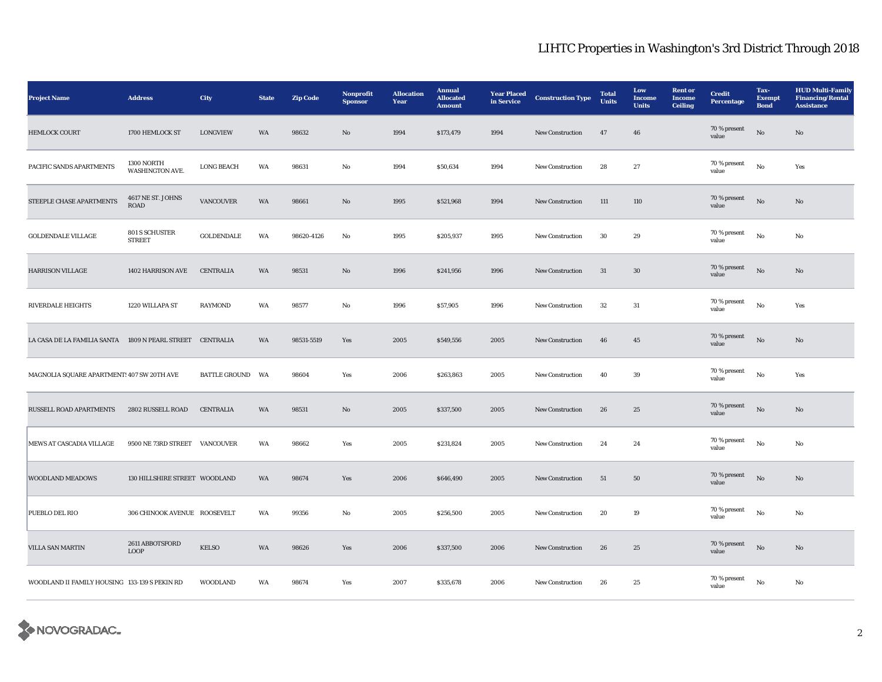# LIHTC Properties in Washington's 3rd District Through 2018

| Project Name | Address | City | State | Zip Code | Nonprofit Sponsor | Allocation Year | Annual Allocated Amount | Year Placed in Service | Construction Type | Total Units | Low Income Units | Rent or Income Ceiling | Credit Percentage | Tax-Exempt Bond | HUD Multi-Family Financing/Rental Assistance |
|---|---|---|---|---|---|---|---|---|---|---|---|---|---|---|---|
| HEMLOCK COURT | 1700 HEMLOCK ST | LONGVIEW | WA | 98632 | No | 1994 | $173,479 | 1994 | New Construction | 47 | 46 | | 70 % present value | No | No |
| PACIFIC SANDS APARTMENTS | 1300 NORTH WASHINGTON AVE. | LONG BEACH | WA | 98631 | No | 1994 | $50,634 | 1994 | New Construction | 28 | 27 | | 70 % present value | No | Yes |
| STEEPLE CHASE APARTMENTS | 4617 NE ST. JOHNS ROAD | VANCOUVER | WA | 98661 | No | 1995 | $521,968 | 1994 | New Construction | 111 | 110 | | 70 % present value | No | No |
| GOLDENDALE VILLAGE | 801 S SCHUSTER STREET | GOLDENDALE | WA | 98620-4126 | No | 1995 | $205,937 | 1995 | New Construction | 30 | 29 | | 70 % present value | No | No |
| HARRISON VILLAGE | 1402 HARRISON AVE | CENTRALIA | WA | 98531 | No | 1996 | $241,956 | 1996 | New Construction | 31 | 30 | | 70 % present value | No | No |
| RIVERDALE HEIGHTS | 1220 WILLAPA ST | RAYMOND | WA | 98577 | No | 1996 | $57,905 | 1996 | New Construction | 32 | 31 | | 70 % present value | No | Yes |
| LA CASA DE LA FAMILIA SANTA | 1809 N PEARL STREET | CENTRALIA | WA | 98531-5519 | Yes | 2005 | $549,556 | 2005 | New Construction | 46 | 45 | | 70 % present value | No | No |
| MAGNOLIA SQUARE APARTMENTS | 407 SW 20TH AVE | BATTLE GROUND | WA | 98604 | Yes | 2006 | $263,863 | 2005 | New Construction | 40 | 39 | | 70 % present value | No | Yes |
| RUSSELL ROAD APARTMENTS | 2802 RUSSELL ROAD | CENTRALIA | WA | 98531 | No | 2005 | $337,500 | 2005 | New Construction | 26 | 25 | | 70 % present value | No | No |
| MEWS AT CASCADIA VILLAGE | 9500 NE 73RD STREET | VANCOUVER | WA | 98662 | Yes | 2005 | $231,824 | 2005 | New Construction | 24 | 24 | | 70 % present value | No | No |
| WOODLAND MEADOWS | 130 HILLSHIRE STREET | WOODLAND | WA | 98674 | Yes | 2006 | $646,490 | 2005 | New Construction | 51 | 50 | | 70 % present value | No | No |
| PUEBLO DEL RIO | 306 CHINOOK AVENUE | ROOSEVELT | WA | 99356 | No | 2005 | $256,500 | 2005 | New Construction | 20 | 19 | | 70 % present value | No | No |
| VILLA SAN MARTIN | 2611 ABBOTSFORD LOOP | KELSO | WA | 98626 | Yes | 2006 | $337,500 | 2006 | New Construction | 26 | 25 | | 70 % present value | No | No |
| WOODLAND II FAMILY HOUSING | 133-139 S PEKIN RD | WOODLAND | WA | 98674 | Yes | 2007 | $335,678 | 2006 | New Construction | 26 | 25 | | 70 % present value | No | No |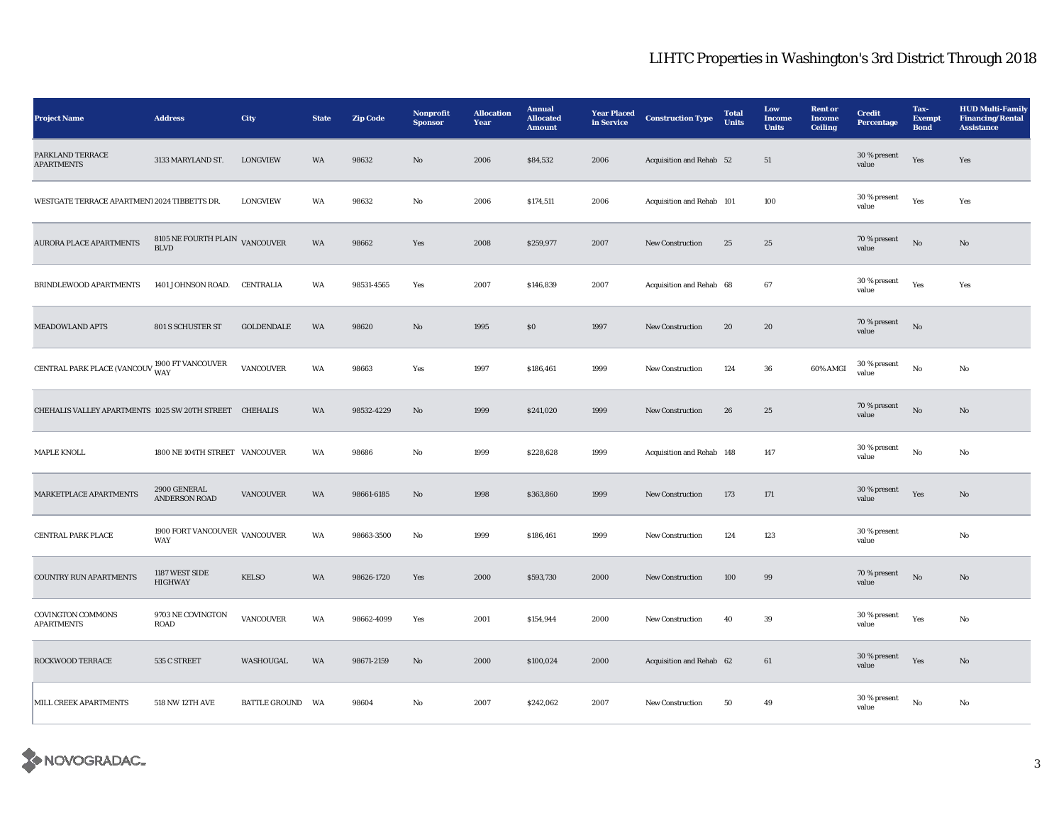# LIHTC Properties in Washington's 3rd District Through 2018

| Project Name | Address | City | State | Zip Code | Nonprofit Sponsor | Allocation Year | Annual Allocated Amount | Year Placed in Service | Construction Type | Total Units | Low Income Units | Rent or Income Ceiling | Credit Percentage | Tax-Exempt Bond | HUD Multi-Family Financing/Rental Assistance |
|---|---|---|---|---|---|---|---|---|---|---|---|---|---|---|---|
| PARKLAND TERRACE APARTMENTS | 3133 MARYLAND ST. | LONGVIEW | WA | 98632 | No | 2006 | $84,532 | 2006 | Acquisition and Rehab | 52 | 51 | | 30 % present value | Yes | Yes |
| WESTGATE TERRACE APARTMENT | 2024 TIBBETTS DR. | LONGVIEW | WA | 98632 | No | 2006 | $174,511 | 2006 | Acquisition and Rehab | 101 | 100 | | 30 % present value | Yes | Yes |
| AURORA PLACE APARTMENTS | 8105 NE FOURTH PLAIN BLVD | VANCOUVER | WA | 98662 | Yes | 2008 | $259,977 | 2007 | New Construction | 25 | 25 | | 70 % present value | No | No |
| BRINDLEWOOD APARTMENTS | 1401 JOHNSON ROAD. | CENTRALIA | WA | 98531-4565 | Yes | 2007 | $146,839 | 2007 | Acquisition and Rehab | 68 | 67 | | 30 % present value | Yes | Yes |
| MEADOWLAND APTS | 801 S SCHUSTER ST | GOLDENDALE | WA | 98620 | No | 1995 | $0 | 1997 | New Construction | 20 | 20 | | 70 % present value | No | |
| CENTRAL PARK PLACE (VANCOUV | 1900 FT VANCOUVER WAY | VANCOUVER | WA | 98663 | Yes | 1997 | $186,461 | 1999 | New Construction | 124 | 36 | 60% AMGI | 30 % present value | No | No |
| CHEHALIS VALLEY APARTMENTS | 1025 SW 20TH STREET | CHEHALIS | WA | 98532-4229 | No | 1999 | $241,020 | 1999 | New Construction | 26 | 25 | | 70 % present value | No | No |
| MAPLE KNOLL | 1800 NE 104TH STREET | VANCOUVER | WA | 98686 | No | 1999 | $228,628 | 1999 | Acquisition and Rehab | 148 | 147 | | 30 % present value | No | No |
| MARKETPLACE APARTMENTS | 2900 GENERAL ANDERSON ROAD | VANCOUVER | WA | 98661-6185 | No | 1998 | $363,860 | 1999 | New Construction | 173 | 171 | | 30 % present value | Yes | No |
| CENTRAL PARK PLACE | 1900 FORT VANCOUVER WAY | VANCOUVER | WA | 98663-3500 | No | 1999 | $186,461 | 1999 | New Construction | 124 | 123 | | 30 % present value | | No |
| COUNTRY RUN APARTMENTS | 1187 WEST SIDE HIGHWAY | KELSO | WA | 98626-1720 | Yes | 2000 | $593,730 | 2000 | New Construction | 100 | 99 | | 70 % present value | No | No |
| COVINGTON COMMONS APARTMENTS | 9703 NE COVINGTON ROAD | VANCOUVER | WA | 98662-4099 | Yes | 2001 | $154,944 | 2000 | New Construction | 40 | 39 | | 30 % present value | Yes | No |
| ROCKWOOD TERRACE | 535 C STREET | WASHOUGAL | WA | 98671-2159 | No | 2000 | $100,024 | 2000 | Acquisition and Rehab | 62 | 61 | | 30 % present value | Yes | No |
| MILL CREEK APARTMENTS | 518 NW 12TH AVE | BATTLE GROUND | WA | 98604 | No | 2007 | $242,062 | 2007 | New Construction | 50 | 49 | | 30 % present value | No | No |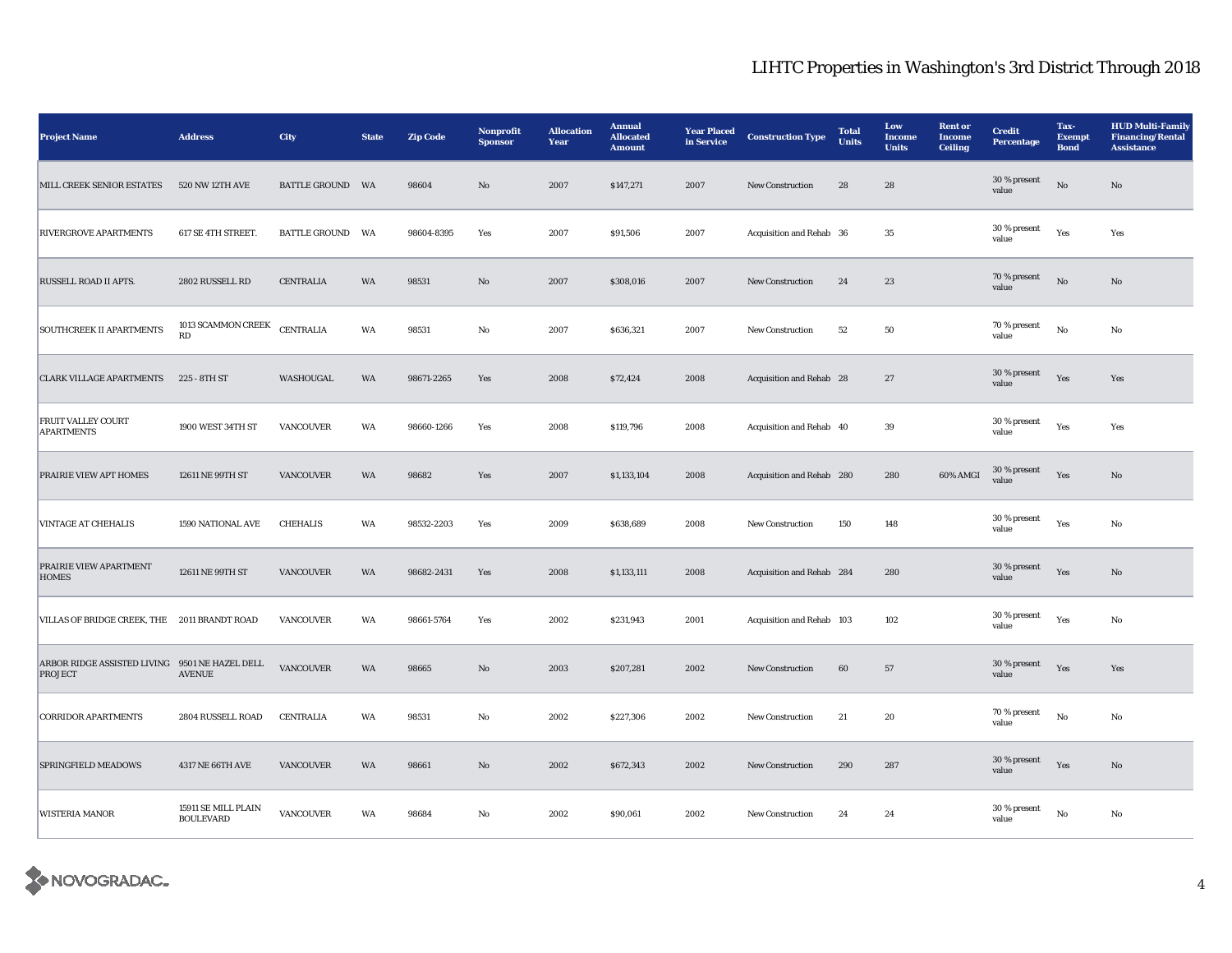# LIHTC Properties in Washington's 3rd District Through 2018

| Project Name | Address | City | State | Zip Code | Nonprofit Sponsor | Allocation Year | Annual Allocated Amount | Year Placed in Service | Construction Type | Total Units | Low Income Units | Rent or Income Ceiling | Credit Percentage | Tax-Exempt Bond | HUD Multi-Family Financing/Rental Assistance |
|---|---|---|---|---|---|---|---|---|---|---|---|---|---|---|---|
| MILL CREEK SENIOR ESTATES | 520 NW 12TH AVE | BATTLE GROUND | WA | 98604 | No | 2007 | $147,271 | 2007 | New Construction | 28 | 28 | | 30 % present value | No | No |
| RIVERGROVE APARTMENTS | 617 SE 4TH STREET. | BATTLE GROUND | WA | 98604-8395 | Yes | 2007 | $91,506 | 2007 | Acquisition and Rehab | 36 | 35 | | 30 % present value | Yes | Yes |
| RUSSELL ROAD II APTS. | 2802 RUSSELL RD | CENTRALIA | WA | 98531 | No | 2007 | $308,016 | 2007 | New Construction | 24 | 23 | | 70 % present value | No | No |
| SOUTHCREEK II APARTMENTS | 1013 SCAMMON CREEK RD | CENTRALIA | WA | 98531 | No | 2007 | $636,321 | 2007 | New Construction | 52 | 50 | | 70 % present value | No | No |
| CLARK VILLAGE APARTMENTS | 225 - 8TH ST | WASHOUGAL | WA | 98671-2265 | Yes | 2008 | $72,424 | 2008 | Acquisition and Rehab | 28 | 27 | | 30 % present value | Yes | Yes |
| FRUIT VALLEY COURT APARTMENTS | 1900 WEST 34TH ST | VANCOUVER | WA | 98660-1266 | Yes | 2008 | $119,796 | 2008 | Acquisition and Rehab | 40 | 39 | | 30 % present value | Yes | Yes |
| PRAIRIE VIEW APT HOMES | 12611 NE 99TH ST | VANCOUVER | WA | 98682 | Yes | 2007 | $1,133,104 | 2008 | Acquisition and Rehab | 280 | 280 | 60% AMGI | 30 % present value | Yes | No |
| VINTAGE AT CHEHALIS | 1590 NATIONAL AVE | CHEHALIS | WA | 98532-2203 | Yes | 2009 | $638,689 | 2008 | New Construction | 150 | 148 | | 30 % present value | Yes | No |
| PRAIRIE VIEW APARTMENT HOMES | 12611 NE 99TH ST | VANCOUVER | WA | 98682-2431 | Yes | 2008 | $1,133,111 | 2008 | Acquisition and Rehab | 284 | 280 | | 30 % present value | Yes | No |
| VILLAS OF BRIDGE CREEK, THE | 2011 BRANDT ROAD | VANCOUVER | WA | 98661-5764 | Yes | 2002 | $231,943 | 2001 | Acquisition and Rehab | 103 | 102 | | 30 % present value | Yes | No |
| ARBOR RIDGE ASSISTED LIVING PROJECT | 9501 NE HAZEL DELL AVENUE | VANCOUVER | WA | 98665 | No | 2003 | $207,281 | 2002 | New Construction | 60 | 57 | | 30 % present value | Yes | Yes |
| CORRIDOR APARTMENTS | 2804 RUSSELL ROAD | CENTRALIA | WA | 98531 | No | 2002 | $227,306 | 2002 | New Construction | 21 | 20 | | 70 % present value | No | No |
| SPRINGFIELD MEADOWS | 4317 NE 66TH AVE | VANCOUVER | WA | 98661 | No | 2002 | $672,343 | 2002 | New Construction | 290 | 287 | | 30 % present value | Yes | No |
| WISTERIA MANOR | 15911 SE MILL PLAIN BOULEVARD | VANCOUVER | WA | 98684 | No | 2002 | $90,061 | 2002 | New Construction | 24 | 24 | | 30 % present value | No | No |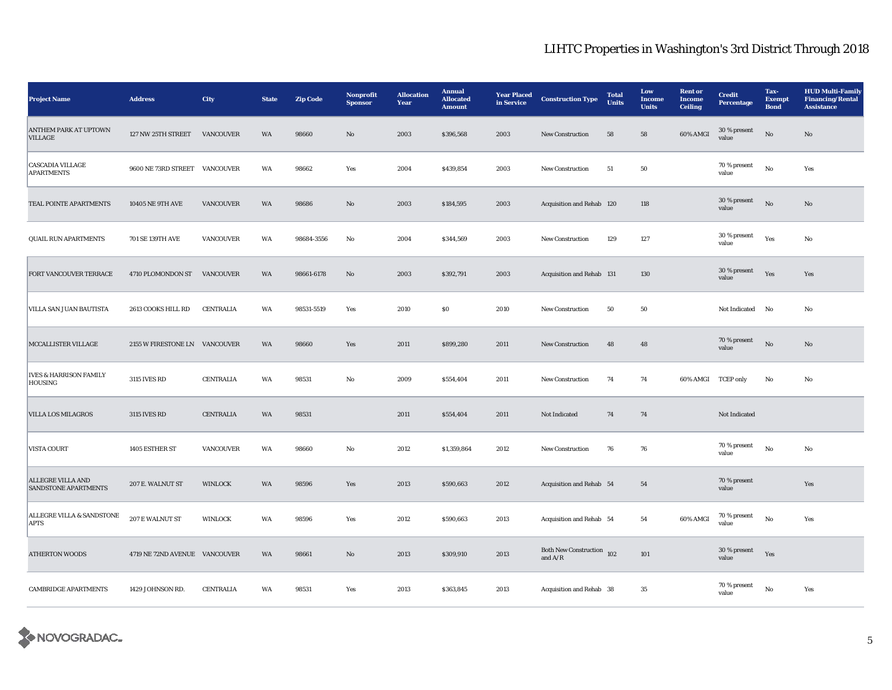# LIHTC Properties in Washington's 3rd District Through 2018

| Project Name | Address | City | State | Zip Code | Nonprofit Sponsor | Allocation Year | Annual Allocated Amount | Year Placed in Service | Construction Type | Total Units | Low Income Units | Rent or Income Ceiling | Credit Percentage | Tax-Exempt Bond | HUD Multi-Family Financing/Rental Assistance |
|---|---|---|---|---|---|---|---|---|---|---|---|---|---|---|---|
| ANTHEM PARK AT UPTOWN VILLAGE | 127 NW 25TH STREET | VANCOUVER | WA | 98660 | No | 2003 | $396,568 | 2003 | New Construction | 58 | 58 | 60% AMGI | 30 % present value | No | No |
| CASCADIA VILLAGE APARTMENTS | 9600 NE 73RD STREET | VANCOUVER | WA | 98662 | Yes | 2004 | $439,854 | 2003 | New Construction | 51 | 50 | | 70 % present value | No | Yes |
| TEAL POINTE APARTMENTS | 10405 NE 9TH AVE | VANCOUVER | WA | 98686 | No | 2003 | $184,595 | 2003 | Acquisition and Rehab | 120 | 118 | | 30 % present value | No | No |
| QUAIL RUN APARTMENTS | 701 SE 139TH AVE | VANCOUVER | WA | 98684-3556 | No | 2004 | $344,569 | 2003 | New Construction | 129 | 127 | | 30 % present value | Yes | No |
| FORT VANCOUVER TERRACE | 4710 PLOMONDON ST | VANCOUVER | WA | 98661-6178 | No | 2003 | $392,791 | 2003 | Acquisition and Rehab | 131 | 130 | | 30 % present value | Yes | Yes |
| VILLA SAN JUAN BAUTISTA | 2613 COOKS HILL RD | CENTRALIA | WA | 98531-5519 | Yes | 2010 | $0 | 2010 | New Construction | 50 | 50 | | Not Indicated | No | No |
| MCCALLISTER VILLAGE | 2155 W FIRESTONE LN | VANCOUVER | WA | 98660 | Yes | 2011 | $899,280 | 2011 | New Construction | 48 | 48 | | 70 % present value | No | No |
| IVES & HARRISON FAMILY HOUSING | 3115 IVES RD | CENTRALIA | WA | 98531 | No | 2009 | $554,404 | 2011 | New Construction | 74 | 74 | 60% AMGI | TCEP only | No | No |
| VILLA LOS MILAGROS | 3115 IVES RD | CENTRALIA | WA | 98531 | | 2011 | $554,404 | 2011 | Not Indicated | 74 | 74 | | Not Indicated | | |
| VISTA COURT | 1405 ESTHER ST | VANCOUVER | WA | 98660 | No | 2012 | $1,359,864 | 2012 | New Construction | 76 | 76 | | 70 % present value | No | No |
| ALLEGRE VILLA AND SANDSTONE APARTMENTS | 207 E. WALNUT ST | WINLOCK | WA | 98596 | Yes | 2013 | $590,663 | 2012 | Acquisition and Rehab | 54 | 54 | | 70 % present value | | Yes |
| ALLEGRE VILLA & SANDSTONE APTS | 207 E WALNUT ST | WINLOCK | WA | 98596 | Yes | 2012 | $590,663 | 2013 | Acquisition and Rehab | 54 | 54 | 60% AMGI | 70 % present value | No | Yes |
| ATHERTON WOODS | 4719 NE 72ND AVENUE | VANCOUVER | WA | 98661 | No | 2013 | $309,910 | 2013 | Both New Construction and A/R | 102 | 101 | | 30 % present value | Yes | |
| CAMBRIDGE APARTMENTS | 1429 JOHNSON RD. | CENTRALIA | WA | 98531 | Yes | 2013 | $363,845 | 2013 | Acquisition and Rehab | 38 | 35 | | 70 % present value | No | Yes |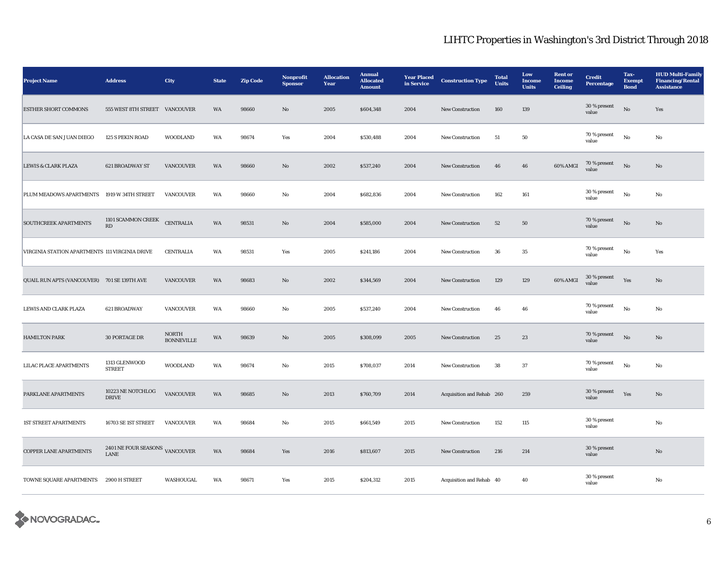# LIHTC Properties in Washington's 3rd District Through 2018

| Project Name | Address | City | State | Zip Code | Nonprofit Sponsor | Allocation Year | Annual Allocated Amount | Year Placed in Service | Construction Type | Total Units | Low Income Units | Rent or Income Ceiling | Credit Percentage | Tax-Exempt Bond | HUD Multi-Family Financing/Rental Assistance |
|---|---|---|---|---|---|---|---|---|---|---|---|---|---|---|---|
| ESTHER SHORT COMMONS | 555 WEST 8TH STREET | VANCOUVER | WA | 98660 | No | 2005 | $604,348 | 2004 | New Construction | 160 | 139 | | 30 % present value | No | Yes |
| LA CASA DE SAN JUAN DIEGO | 125 S PEKIN ROAD | WOODLAND | WA | 98674 | Yes | 2004 | $530,488 | 2004 | New Construction | 51 | 50 | | 70 % present value | No | No |
| LEWIS & CLARK PLAZA | 621 BROADWAY ST | VANCOUVER | WA | 98660 | No | 2002 | $537,240 | 2004 | New Construction | 46 | 46 | 60% AMGI | 70 % present value | No | No |
| PLUM MEADOWS APARTMENTS | 1919 W 34TH STREET | VANCOUVER | WA | 98660 | No | 2004 | $682,836 | 2004 | New Construction | 162 | 161 | | 30 % present value | No | No |
| SOUTHCREEK APARTMENTS | 1101 SCAMMON CREEK RD | CENTRALIA | WA | 98531 | No | 2004 | $585,000 | 2004 | New Construction | 52 | 50 | | 70 % present value | No | No |
| VIRGINIA STATION APARTMENTS | 111 VIRGINIA DRIVE | CENTRALIA | WA | 98531 | Yes | 2005 | $241,186 | 2004 | New Construction | 36 | 35 | | 70 % present value | No | Yes |
| QUAIL RUN APTS (VANCOUVER) | 701 SE 139TH AVE | VANCOUVER | WA | 98683 | No | 2002 | $344,569 | 2004 | New Construction | 129 | 129 | 60% AMGI | 30 % present value | Yes | No |
| LEWIS AND CLARK PLAZA | 621 BROADWAY | VANCOUVER | WA | 98660 | No | 2005 | $537,240 | 2004 | New Construction | 46 | 46 | | 70 % present value | No | No |
| HAMILTON PARK | 30 PORTAGE DR | NORTH BONNEVILLE | WA | 98639 | No | 2005 | $308,099 | 2005 | New Construction | 25 | 23 | | 70 % present value | No | No |
| LILAC PLACE APARTMENTS | 1313 GLENWOOD STREET | WOODLAND | WA | 98674 | No | 2015 | $708,037 | 2014 | New Construction | 38 | 37 | | 70 % present value | No | No |
| PARKLANE APARTMENTS | 10223 NE NOTCHLOG DRIVE | VANCOUVER | WA | 98685 | No | 2013 | $760,709 | 2014 | Acquisition and Rehab | 260 | 259 | | 30 % present value | Yes | No |
| 1ST STREET APARTMENTS | 16703 SE 1ST STREET | VANCOUVER | WA | 98684 | No | 2015 | $661,549 | 2015 | New Construction | 152 | 115 | | 30 % present value | | No |
| COPPER LANE APARTMENTS | 2401 NE FOUR SEASONS LANE | VANCOUVER | WA | 98684 | Yes | 2016 | $813,607 | 2015 | New Construction | 216 | 214 | | 30 % present value | | No |
| TOWNE SQUARE APARTMENTS | 2900 H STREET | WASHOUGAL | WA | 98671 | Yes | 2015 | $204,312 | 2015 | Acquisition and Rehab | 40 | 40 | | 30 % present value | | No |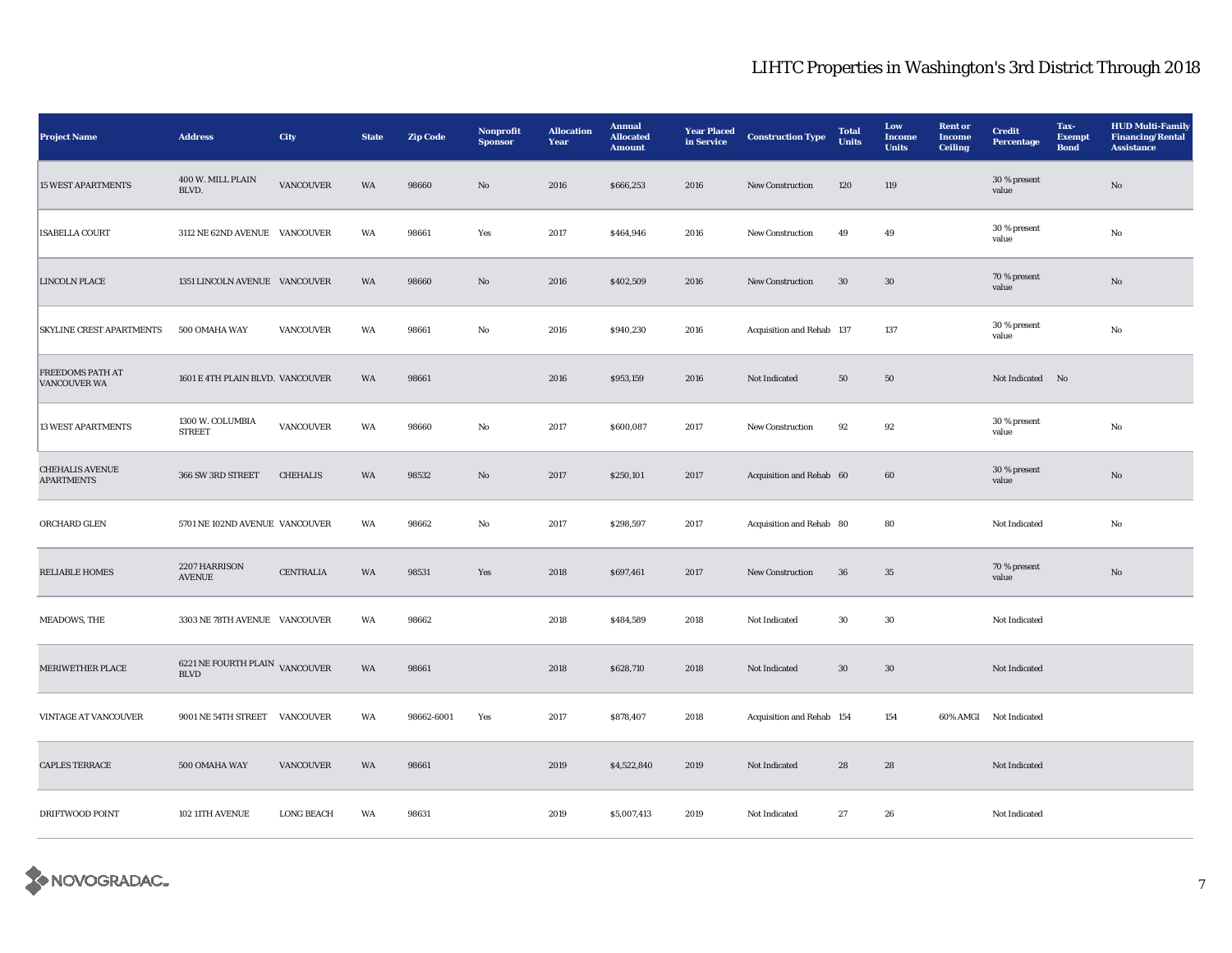# LIHTC Properties in Washington's 3rd District Through 2018

| Project Name | Address | City | State | Zip Code | Nonprofit Sponsor | Allocation Year | Annual Allocated Amount | Year Placed in Service | Construction Type | Total Units | Low Income Units | Rent or Income Ceiling | Credit Percentage | Tax-Exempt Bond | HUD Multi-Family Financing/Rental Assistance |
|---|---|---|---|---|---|---|---|---|---|---|---|---|---|---|---|
| 15 WEST APARTMENTS | 400 W. MILL PLAIN BLVD. | VANCOUVER | WA | 98660 | No | 2016 | $666,253 | 2016 | New Construction | 120 | 119 | | 30 % present value | | No |
| ISABELLA COURT | 3112 NE 62ND AVENUE | VANCOUVER | WA | 98661 | Yes | 2017 | $464,946 | 2016 | New Construction | 49 | 49 | | 30 % present value | | No |
| LINCOLN PLACE | 1351 LINCOLN AVENUE | VANCOUVER | WA | 98660 | No | 2016 | $402,509 | 2016 | New Construction | 30 | 30 | | 70 % present value | | No |
| SKYLINE CREST APARTMENTS | 500 OMAHA WAY | VANCOUVER | WA | 98661 | No | 2016 | $940,230 | 2016 | Acquisition and Rehab | 137 | 137 | | 30 % present value | | No |
| FREEDOMS PATH AT VANCOUVER WA | 1601 E 4TH PLAIN BLVD. | VANCOUVER | WA | 98661 | | 2016 | $953,159 | 2016 | Not Indicated | 50 | 50 | | Not Indicated | No | |
| 13 WEST APARTMENTS | 1300 W. COLUMBIA STREET | VANCOUVER | WA | 98660 | No | 2017 | $600,087 | 2017 | New Construction | 92 | 92 | | 30 % present value | | No |
| CHEHALIS AVENUE APARTMENTS | 366 SW 3RD STREET | CHEHALIS | WA | 98532 | No | 2017 | $250,101 | 2017 | Acquisition and Rehab | 60 | 60 | | 30 % present value | | No |
| ORCHARD GLEN | 5701 NE 102ND AVENUE | VANCOUVER | WA | 98662 | No | 2017 | $298,597 | 2017 | Acquisition and Rehab | 80 | 80 | | Not Indicated | | No |
| RELIABLE HOMES | 2207 HARRISON AVENUE | CENTRALIA | WA | 98531 | Yes | 2018 | $697,461 | 2017 | New Construction | 36 | 35 | | 70 % present value | | No |
| MEADOWS, THE | 3303 NE 78TH AVENUE | VANCOUVER | WA | 98662 | | 2018 | $484,589 | 2018 | Not Indicated | 30 | 30 | | Not Indicated | | |
| MERIWETHER PLACE | 6221 NE FOURTH PLAIN BLVD | VANCOUVER | WA | 98661 | | 2018 | $628,710 | 2018 | Not Indicated | 30 | 30 | | Not Indicated | | |
| VINTAGE AT VANCOUVER | 9001 NE 54TH STREET | VANCOUVER | WA | 98662-6001 | Yes | 2017 | $878,407 | 2018 | Acquisition and Rehab | 154 | 154 | 60% AMGI | Not Indicated | | |
| CAPLES TERRACE | 500 OMAHA WAY | VANCOUVER | WA | 98661 | | 2019 | $4,522,840 | 2019 | Not Indicated | 28 | 28 | | Not Indicated | | |
| DRIFTWOOD POINT | 102 11TH AVENUE | LONG BEACH | WA | 98631 | | 2019 | $5,007,413 | 2019 | Not Indicated | 27 | 26 | | Not Indicated | | |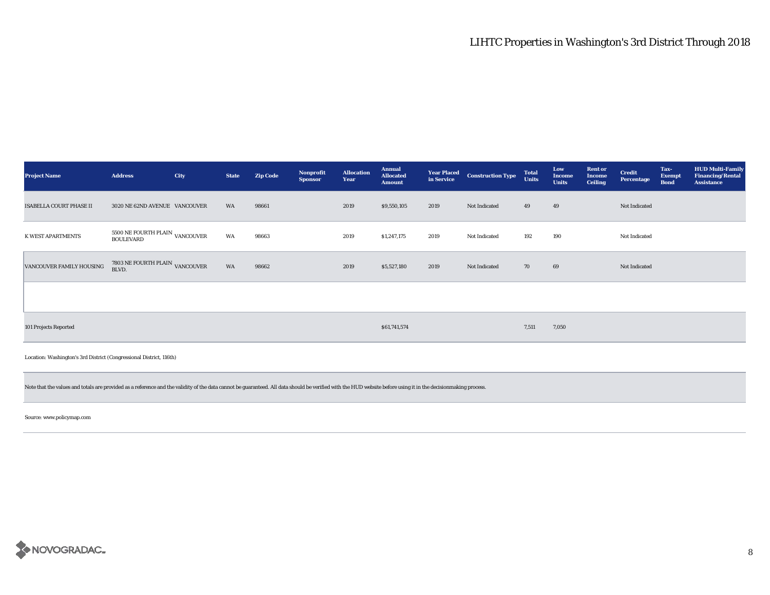# LIHTC Properties in Washington's 3rd District Through 2018

| Project Name | Address | City | State | Zip Code | Nonprofit Sponsor | Allocation Year | Annual Allocated Amount | Year Placed in Service | Construction Type | Total Units | Low Income Units | Rent or Income Ceiling | Credit Percentage | Tax-Exempt Bond | HUD Multi-Family Financing/Rental Assistance |
|---|---|---|---|---|---|---|---|---|---|---|---|---|---|---|---|
| ISABELLA COURT PHASE II | 3020 NE 62ND AVENUE | VANCOUVER | WA | 98661 | | 2019 | $9,550,105 | 2019 | Not Indicated | 49 | 49 | | Not Indicated | | |
| K WEST APARTMENTS | 5500 NE FOURTH PLAIN BOULEVARD | VANCOUVER | WA | 98663 | | 2019 | $1,247,175 | 2019 | Not Indicated | 192 | 190 | | Not Indicated | | |
| VANCOUVER FAMILY HOUSING | 7803 NE FOURTH PLAIN BLVD. | VANCOUVER | WA | 98662 | | 2019 | $5,527,180 | 2019 | Not Indicated | 70 | 69 | | Not Indicated | | |
| | | | | | | | | | | | | | | | |
| 101 Projects Reported | | | | | | | $61,741,574 | | | 7,511 | 7,050 | | | | |

Location: Washington's 3rd District (Congressional District, 116th)

Note that the values and totals are provided as a reference and the validity of the data cannot be guaranteed. All data should be verified with the HUD website before using it in the decisionmaking process.

Source: www.policymap.com